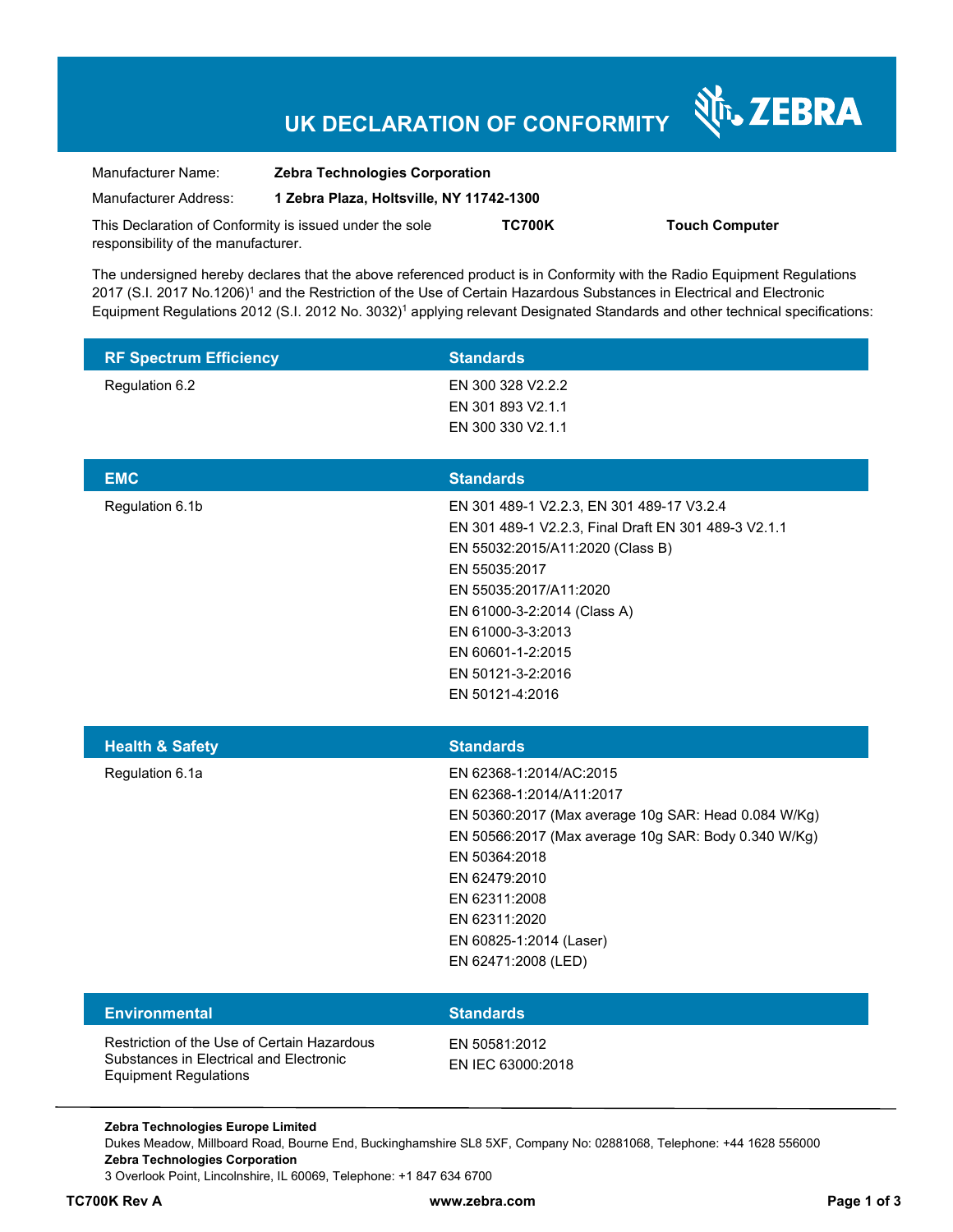# UK DECLARATION OF CONFORMITY

ZEBRA

Manufacturer Name: **Zebra Technologies Corporation**

Manufacturer Address: **1 Zebra Plaza, Holtsville, NY 11742-1300**

This Declaration of Conformity is issued under the sole responsibility of the manufacturer. **TC700K** **Touch Computer**

The undersigned hereby declares that the above referenced product is in Conformity with the Radio Equipment Regulations 2017 (S.I. 2017 No.1206)[1] and the Restriction of the Use of Certain Hazardous Substances in Electrical and Electronic Equipment Regulations 2012 (S.I. 2012 No. 3032)[1] applying relevant Designated Standards and other technical specifications:

| RF Spectrum Efficiency | Standards |
|---|---|
| Regulation 6.2 | EN 300 328 V2.2.2<br>EN 301 893 V2.1.1<br>EN 300 330 V2.1.1 |

| EMC | Standards |
|---|---|
| Regulation 6.1b | EN 301 489-1 V2.2.3, EN 301 489-17 V3.2.4<br>EN 301 489-1 V2.2.3, Final Draft EN 301 489-3 V2.1.1<br>EN 55032:2015/A11:2020 (Class B)<br>EN 55035:2017<br>EN 55035:2017/A11:2020<br>EN 61000-3-2:2014 (Class A)<br>EN 61000-3-3:2013<br>EN 60601-1-2:2015<br>EN 50121-3-2:2016<br>EN 50121-4:2016 |

| Health & Safety | Standards |
|---|---|
| Regulation 6.1a | EN 62368-1:2014/AC:2015<br>EN 62368-1:2014/A11:2017<br>EN 50360:2017 (Max average 10g SAR: Head 0.084 W/Kg)<br>EN 50566:2017 (Max average 10g SAR: Body 0.340 W/Kg)<br>EN 50364:2018<br>EN 62479:2010<br>EN 62311:2008<br>EN 62311:2020<br>EN 60825-1:2014 (Laser)<br>EN 62471:2008 (LED) |

| Environmental | Standards |
|---|---|
| Restriction of the Use of Certain Hazardous Substances in Electrical and Electronic Equipment Regulations | EN 50581:2012<br>EN IEC 63000:2018 |

**Zebra Technologies Europe Limited**
Dukes Meadow, Millboard Road, Bourne End, Buckinghamshire SL8 5XF, Company No: 02881068, Telephone: +44 1628 556000
**Zebra Technologies Corporation**
3 Overlook Point, Lincolnshire, IL 60069, Telephone: +1 847 634 6700

**TC700K Rev A** **www.zebra.com**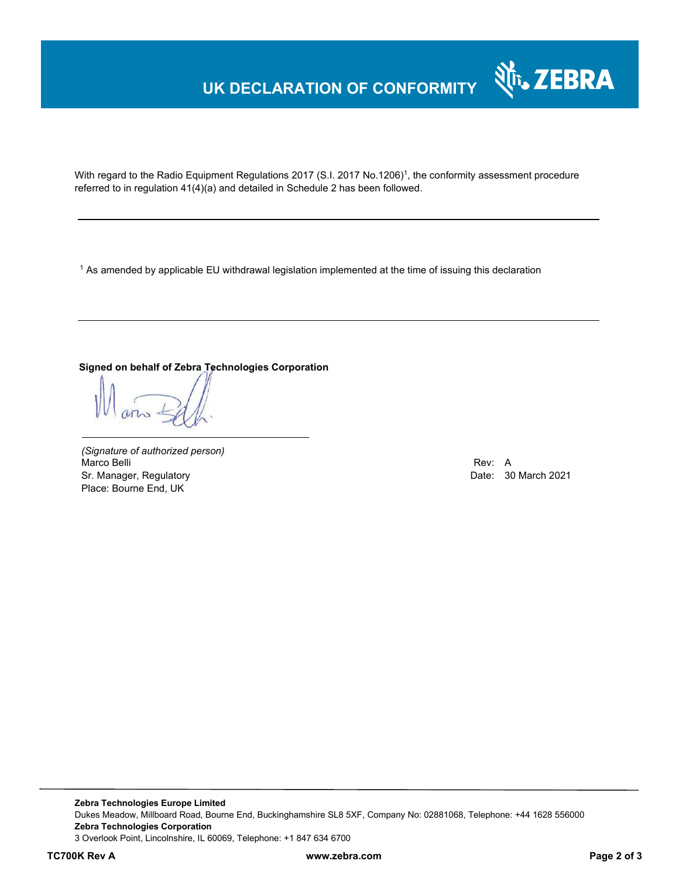# UK DECLARATION OF CONFORMITY

With regard to the Radio Equipment Regulations 2017 (S.I. 2017 No.1206)[1], the conformity assessment procedure referred to in regulation 41(4)(a) and detailed in Schedule 2 has been followed.

---

[1] As amended by applicable EU withdrawal legislation implemented at the time of issuing this declaration

---

**Signed on behalf of Zebra Technologies Corporation**

*(Signature of authorized person)*
Marco Belli
Sr. Manager, Regulatory
Place: Bourne End, UK

Rev: A
Date: 30 March 2021

**Zebra Technologies Europe Limited**
Dukes Meadow, Millboard Road, Bourne End, Buckinghamshire SL8 5XF, Company No: 02881068, Telephone: +44 1628 556000
**Zebra Technologies Corporation**
3 Overlook Point, Lincolnshire, IL 60069, Telephone: +1 847 634 6700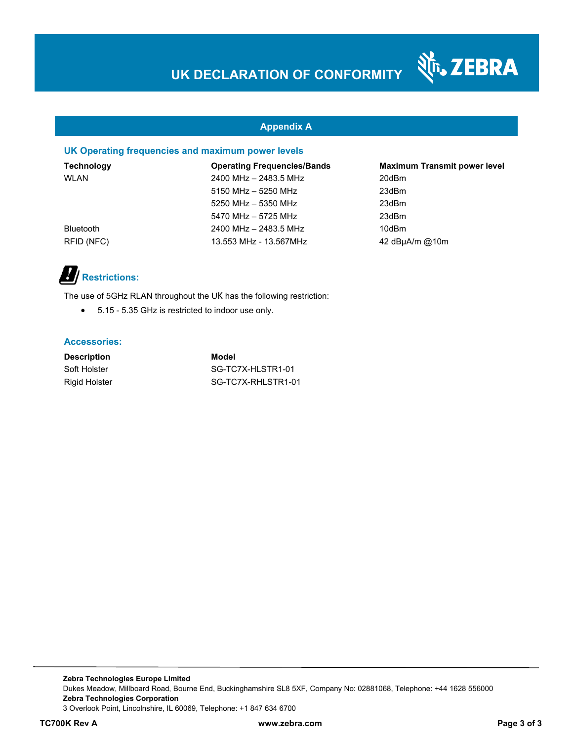# UK DECLARATION OF CONFORMITY

## Appendix A

### UK Operating frequencies and maximum power levels

| Technology | Operating Frequencies/Bands | Maximum Transmit power level |
|---|---|---|
| WLAN | 2400 MHz – 2483.5 MHz | 20dBm |
| | 5150 MHz – 5250 MHz | 23dBm |
| | 5250 MHz – 5350 MHz | 23dBm |
| | 5470 MHz – 5725 MHz | 23dBm |
| Bluetooth | 2400 MHz – 2483.5 MHz | 10dBm |
| RFID (NFC) | 13.553 MHz - 13.567MHz | 42 dBµA/m @10m |

### Restrictions:

The use of 5GHz RLAN throughout the UK has the following restriction:

- 5.15 - 5.35 GHz is restricted to indoor use only.

### Accessories:

| Description | Model |
|---|---|
| Soft Holster | SG-TC7X-HLSTR1-01 |
| Rigid Holster | SG-TC7X-RHLSTR1-01 |

**Zebra Technologies Europe Limited**
Dukes Meadow, Millboard Road, Bourne End, Buckinghamshire SL8 5XF, Company No: 02881068, Telephone: +44 1628 556000
**Zebra Technologies Corporation**
3 Overlook Point, Lincolnshire, IL 60069, Telephone: +1 847 634 6700

**TC700K Rev A** **www.zebra.com**